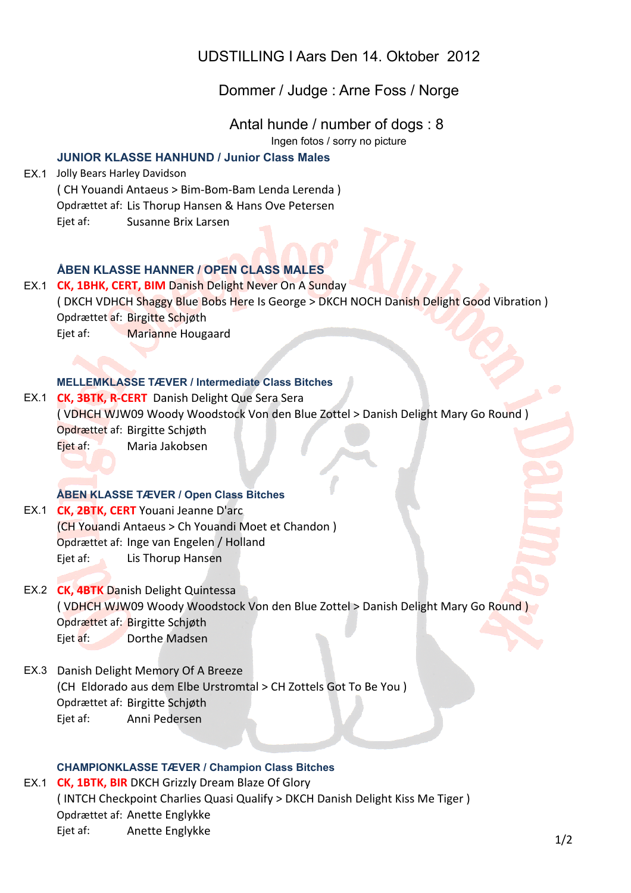# UDSTILLING I Aars Den 14. Oktober 2012

## Dommer / Judge : Arne Foss / Norge

## Antal hunde / number of dogs : 8

Ingen fotos / sorry no picture

### JUNIOR KLASSE HANHUND / Junior Class Males

EX.1 Jolly Bears Harley Davidson
( CH Youandi Antaeus > Bim-Bom-Bam Lenda Lerenda )
Opdrættet af: Lis Thorup Hansen & Hans Ove Petersen
Ejet af: Susanne Brix Larsen

### ÅBEN KLASSE HANNER / OPEN CLASS MALES

EX.1 **CK, 1BHK, CERT, BIM** Danish Delight Never On A Sunday
( DKCH VDHCH Shaggy Blue Bobs Here Is George > DKCH NOCH Danish Delight Good Vibration )
Opdrættet af: Birgitte Schjøth
Ejet af: Marianne Hougaard

### MELLEMKLASSE TÆVER / Intermediate Class Bitches

EX.1 **CK, 3BTK, R-CERT** Danish Delight Que Sera Sera
( VDHCH WJW09 Woody Woodstock Von den Blue Zottel > Danish Delight Mary Go Round )
Opdrættet af: Birgitte Schjøth
Ejet af: Maria Jakobsen

### ÅBEN KLASSE TÆVER / Open Class Bitches

EX.1 **CK, 2BTK, CERT** Youani Jeanne D'arc
(CH Youandi Antaeus > Ch Youandi Moet et Chandon )
Opdrættet af: Inge van Engelen / Holland
Ejet af: Lis Thorup Hansen

EX.2 **CK, 4BTK** Danish Delight Quintessa
( VDHCH WJW09 Woody Woodstock Von den Blue Zottel > Danish Delight Mary Go Round )
Opdrættet af: Birgitte Schjøth
Ejet af: Dorthe Madsen

EX.3 Danish Delight Memory Of A Breeze
(CH Eldorado aus dem Elbe Urstromtal > CH Zottels Got To Be You )
Opdrættet af: Birgitte Schjøth
Ejet af: Anni Pedersen

### CHAMPIONKLASSE TÆVER / Champion Class Bitches

EX.1 **CK, 1BTK, BIR** DKCH Grizzly Dream Blaze Of Glory
( INTCH Checkpoint Charlies Quasi Qualify > DKCH Danish Delight Kiss Me Tiger )
Opdrættet af: Anette Englykke
Ejet af: Anette Englykke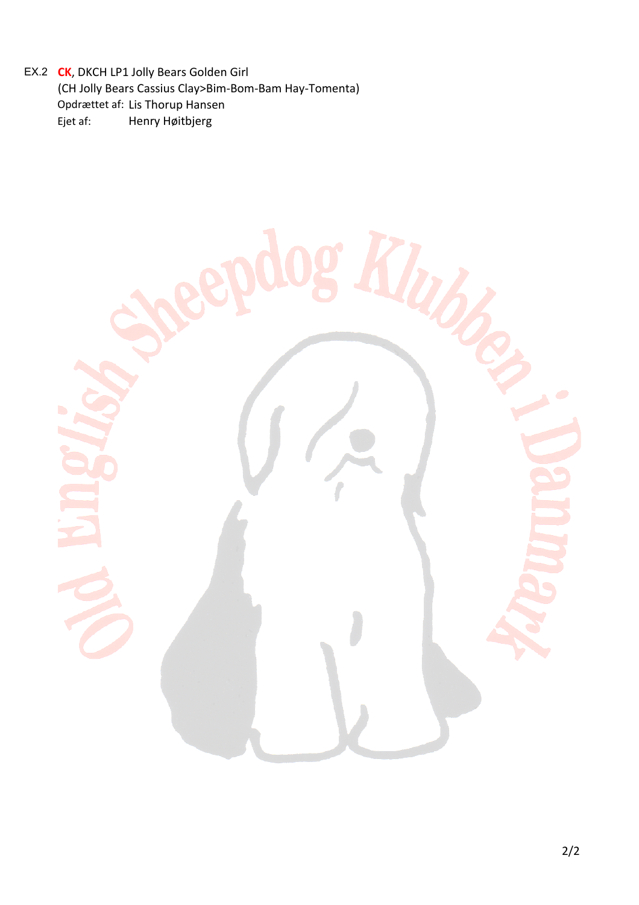EX.2 **CK**, DKCH LP1 Jolly Bears Golden Girl
(CH Jolly Bears Cassius Clay>Bim-Bom-Bam Hay-Tomenta)
Opdrættet af: Lis Thorup Hansen
Ejet af: Henry Høitbjerg